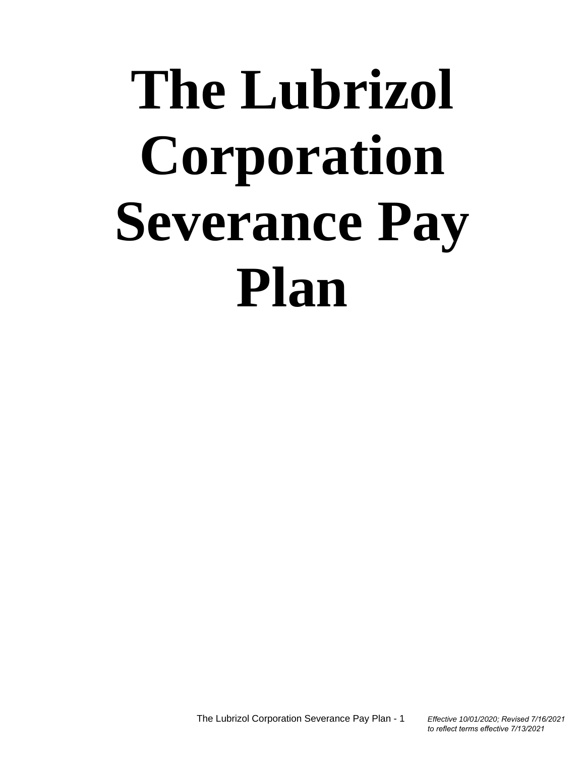# The Lubrizol Corporation Severance Pay Plan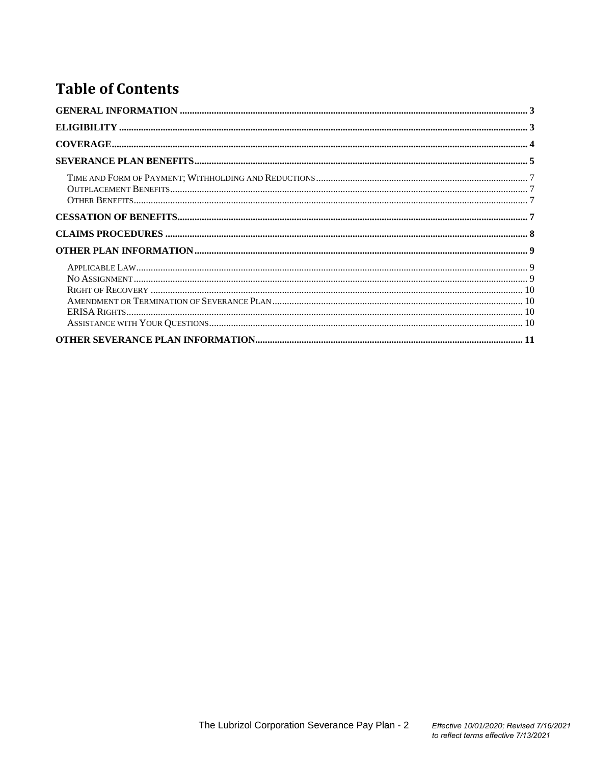# Table of Contents

**GENERAL INFORMATION** ..... 3

**ELIGIBILITY** ..... 3

**COVERAGE** ..... 4

**SEVERANCE PLAN BENEFITS** ..... 5

- TIME AND FORM OF PAYMENT; WITHHOLDING AND REDUCTIONS ..... 7
- OUTPLACEMENT BENEFITS ..... 7
- OTHER BENEFITS ..... 7

**CESSATION OF BENEFITS** ..... 7

**CLAIMS PROCEDURES** ..... 8

**OTHER PLAN INFORMATION** ..... 9

- APPLICABLE LAW ..... 9
- NO ASSIGNMENT ..... 9
- RIGHT OF RECOVERY ..... 10
- AMENDMENT OR TERMINATION OF SEVERANCE PLAN ..... 10
- ERISA RIGHTS ..... 10
- ASSISTANCE WITH YOUR QUESTIONS ..... 10

**OTHER SEVERANCE PLAN INFORMATION** ..... 11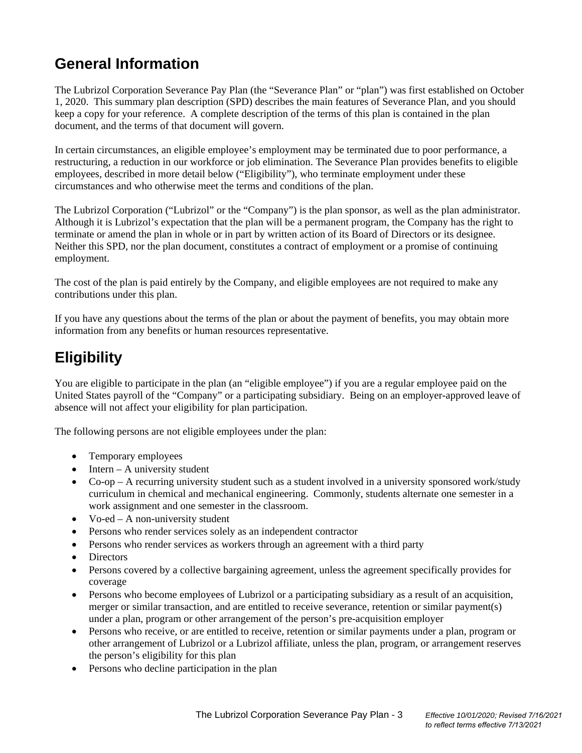## General Information

The Lubrizol Corporation Severance Pay Plan (the "Severance Plan" or "plan") was first established on October 1, 2020. This summary plan description (SPD) describes the main features of Severance Plan, and you should keep a copy for your reference. A complete description of the terms of this plan is contained in the plan document, and the terms of that document will govern.

In certain circumstances, an eligible employee's employment may be terminated due to poor performance, a restructuring, a reduction in our workforce or job elimination. The Severance Plan provides benefits to eligible employees, described in more detail below ("Eligibility"), who terminate employment under these circumstances and who otherwise meet the terms and conditions of the plan.

The Lubrizol Corporation ("Lubrizol" or the "Company") is the plan sponsor, as well as the plan administrator. Although it is Lubrizol's expectation that the plan will be a permanent program, the Company has the right to terminate or amend the plan in whole or in part by written action of its Board of Directors or its designee. Neither this SPD, nor the plan document, constitutes a contract of employment or a promise of continuing employment.

The cost of the plan is paid entirely by the Company, and eligible employees are not required to make any contributions under this plan.

If you have any questions about the terms of the plan or about the payment of benefits, you may obtain more information from any benefits or human resources representative.

## Eligibility

You are eligible to participate in the plan (an "eligible employee") if you are a regular employee paid on the United States payroll of the "Company" or a participating subsidiary. Being on an employer-approved leave of absence will not affect your eligibility for plan participation.

The following persons are not eligible employees under the plan:

- Temporary employees
- Intern – A university student
- Co-op – A recurring university student such as a student involved in a university sponsored work/study curriculum in chemical and mechanical engineering. Commonly, students alternate one semester in a work assignment and one semester in the classroom.
- Vo-ed – A non-university student
- Persons who render services solely as an independent contractor
- Persons who render services as workers through an agreement with a third party
- Directors
- Persons covered by a collective bargaining agreement, unless the agreement specifically provides for coverage
- Persons who become employees of Lubrizol or a participating subsidiary as a result of an acquisition, merger or similar transaction, and are entitled to receive severance, retention or similar payment(s) under a plan, program or other arrangement of the person's pre-acquisition employer
- Persons who receive, or are entitled to receive, retention or similar payments under a plan, program or other arrangement of Lubrizol or a Lubrizol affiliate, unless the plan, program, or arrangement reserves the person's eligibility for this plan
- Persons who decline participation in the plan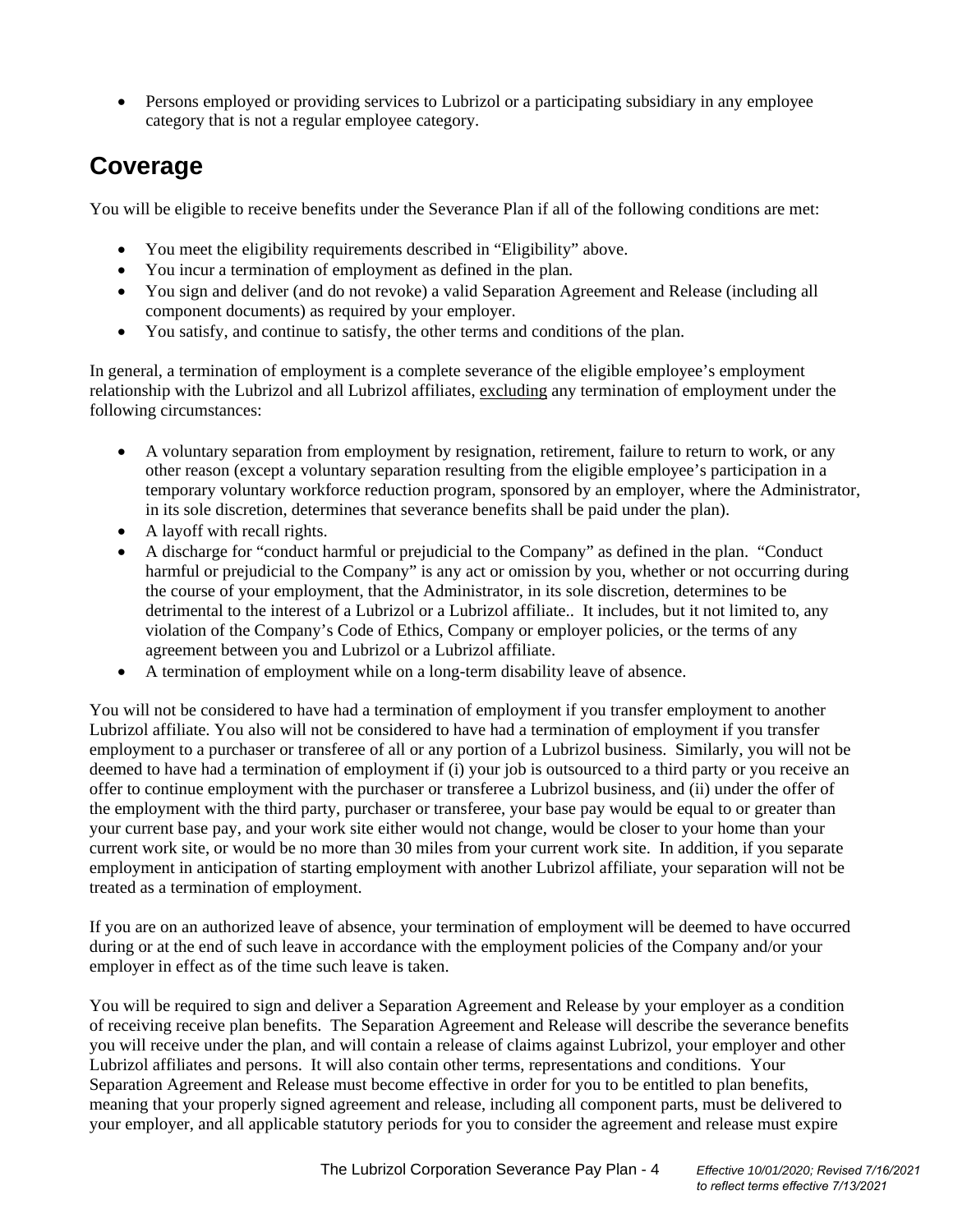- Persons employed or providing services to Lubrizol or a participating subsidiary in any employee category that is not a regular employee category.

## Coverage

You will be eligible to receive benefits under the Severance Plan if all of the following conditions are met:

- You meet the eligibility requirements described in "Eligibility" above.
- You incur a termination of employment as defined in the plan.
- You sign and deliver (and do not revoke) a valid Separation Agreement and Release (including all component documents) as required by your employer.
- You satisfy, and continue to satisfy, the other terms and conditions of the plan.

In general, a termination of employment is a complete severance of the eligible employee's employment relationship with the Lubrizol and all Lubrizol affiliates, <u>excluding</u> any termination of employment under the following circumstances:

- A voluntary separation from employment by resignation, retirement, failure to return to work, or any other reason (except a voluntary separation resulting from the eligible employee's participation in a temporary voluntary workforce reduction program, sponsored by an employer, where the Administrator, in its sole discretion, determines that severance benefits shall be paid under the plan).
- A layoff with recall rights.
- A discharge for "conduct harmful or prejudicial to the Company" as defined in the plan. "Conduct harmful or prejudicial to the Company" is any act or omission by you, whether or not occurring during the course of your employment, that the Administrator, in its sole discretion, determines to be detrimental to the interest of a Lubrizol or a Lubrizol affiliate.. It includes, but it not limited to, any violation of the Company's Code of Ethics, Company or employer policies, or the terms of any agreement between you and Lubrizol or a Lubrizol affiliate.
- A termination of employment while on a long-term disability leave of absence.

You will not be considered to have had a termination of employment if you transfer employment to another Lubrizol affiliate. You also will not be considered to have had a termination of employment if you transfer employment to a purchaser or transferee of all or any portion of a Lubrizol business. Similarly, you will not be deemed to have had a termination of employment if (i) your job is outsourced to a third party or you receive an offer to continue employment with the purchaser or transferee a Lubrizol business, and (ii) under the offer of the employment with the third party, purchaser or transferee, your base pay would be equal to or greater than your current base pay, and your work site either would not change, would be closer to your home than your current work site, or would be no more than 30 miles from your current work site. In addition, if you separate employment in anticipation of starting employment with another Lubrizol affiliate, your separation will not be treated as a termination of employment.

If you are on an authorized leave of absence, your termination of employment will be deemed to have occurred during or at the end of such leave in accordance with the employment policies of the Company and/or your employer in effect as of the time such leave is taken.

You will be required to sign and deliver a Separation Agreement and Release by your employer as a condition of receiving receive plan benefits. The Separation Agreement and Release will describe the severance benefits you will receive under the plan, and will contain a release of claims against Lubrizol, your employer and other Lubrizol affiliates and persons. It will also contain other terms, representations and conditions. Your Separation Agreement and Release must become effective in order for you to be entitled to plan benefits, meaning that your properly signed agreement and release, including all component parts, must be delivered to your employer, and all applicable statutory periods for you to consider the agreement and release must expire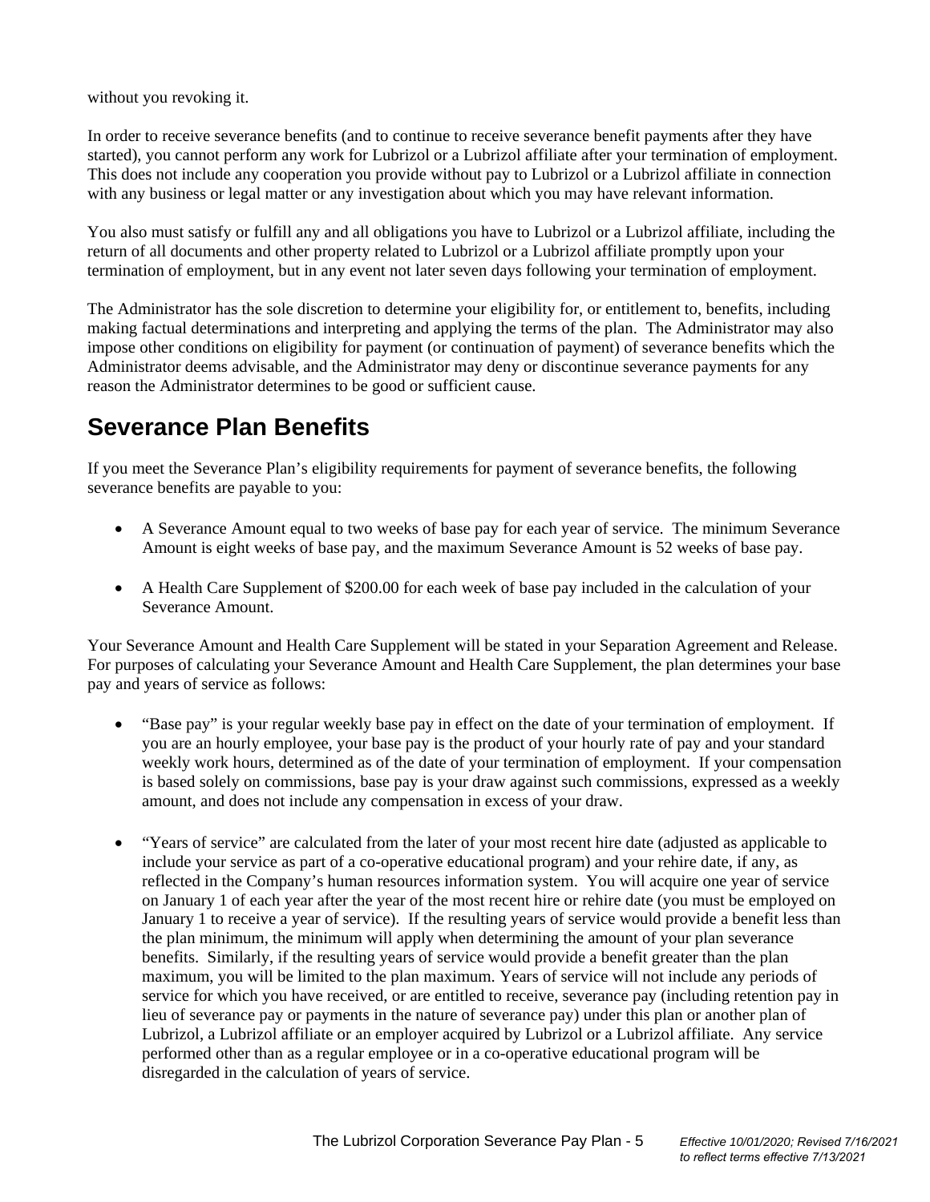without you revoking it.

In order to receive severance benefits (and to continue to receive severance benefit payments after they have started), you cannot perform any work for Lubrizol or a Lubrizol affiliate after your termination of employment. This does not include any cooperation you provide without pay to Lubrizol or a Lubrizol affiliate in connection with any business or legal matter or any investigation about which you may have relevant information.

You also must satisfy or fulfill any and all obligations you have to Lubrizol or a Lubrizol affiliate, including the return of all documents and other property related to Lubrizol or a Lubrizol affiliate promptly upon your termination of employment, but in any event not later seven days following your termination of employment.

The Administrator has the sole discretion to determine your eligibility for, or entitlement to, benefits, including making factual determinations and interpreting and applying the terms of the plan. The Administrator may also impose other conditions on eligibility for payment (or continuation of payment) of severance benefits which the Administrator deems advisable, and the Administrator may deny or discontinue severance payments for any reason the Administrator determines to be good or sufficient cause.

## Severance Plan Benefits

If you meet the Severance Plan's eligibility requirements for payment of severance benefits, the following severance benefits are payable to you:

- A Severance Amount equal to two weeks of base pay for each year of service. The minimum Severance Amount is eight weeks of base pay, and the maximum Severance Amount is 52 weeks of base pay.

- A Health Care Supplement of $200.00 for each week of base pay included in the calculation of your Severance Amount.

Your Severance Amount and Health Care Supplement will be stated in your Separation Agreement and Release. For purposes of calculating your Severance Amount and Health Care Supplement, the plan determines your base pay and years of service as follows:

- "Base pay" is your regular weekly base pay in effect on the date of your termination of employment. If you are an hourly employee, your base pay is the product of your hourly rate of pay and your standard weekly work hours, determined as of the date of your termination of employment. If your compensation is based solely on commissions, base pay is your draw against such commissions, expressed as a weekly amount, and does not include any compensation in excess of your draw.

- "Years of service" are calculated from the later of your most recent hire date (adjusted as applicable to include your service as part of a co-operative educational program) and your rehire date, if any, as reflected in the Company's human resources information system. You will acquire one year of service on January 1 of each year after the year of the most recent hire or rehire date (you must be employed on January 1 to receive a year of service). If the resulting years of service would provide a benefit less than the plan minimum, the minimum will apply when determining the amount of your plan severance benefits. Similarly, if the resulting years of service would provide a benefit greater than the plan maximum, you will be limited to the plan maximum. Years of service will not include any periods of service for which you have received, or are entitled to receive, severance pay (including retention pay in lieu of severance pay or payments in the nature of severance pay) under this plan or another plan of Lubrizol, a Lubrizol affiliate or an employer acquired by Lubrizol or a Lubrizol affiliate. Any service performed other than as a regular employee or in a co-operative educational program will be disregarded in the calculation of years of service.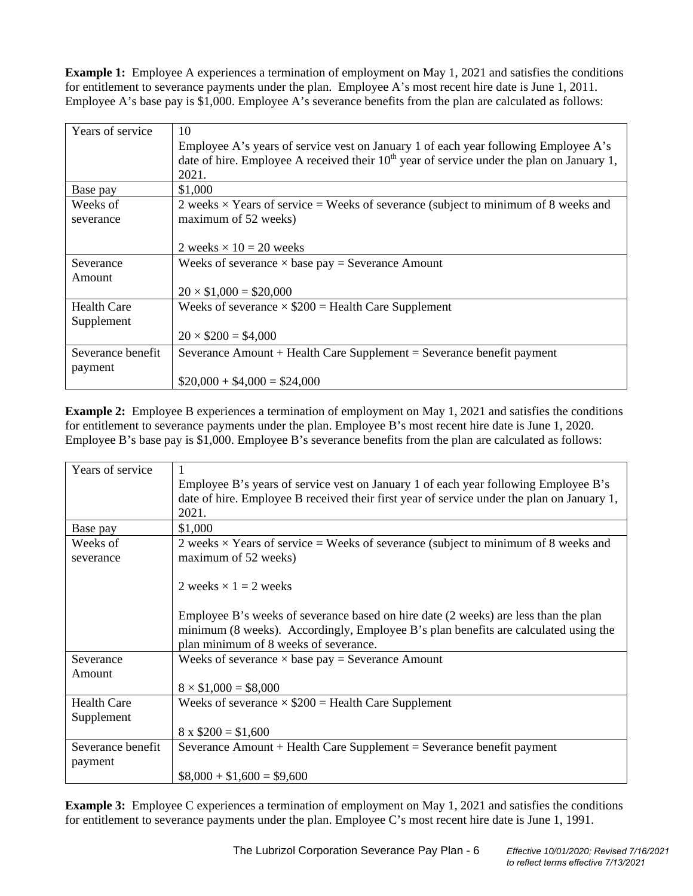**Example 1:** Employee A experiences a termination of employment on May 1, 2021 and satisfies the conditions for entitlement to severance payments under the plan. Employee A's most recent hire date is June 1, 2011. Employee A's base pay is $1,000. Employee A's severance benefits from the plan are calculated as follows:

| | |
|---|---|
| Years of service | 10<br>Employee A's years of service vest on January 1 of each year following Employee A's date of hire. Employee A received their 10th year of service under the plan on January 1, 2021. |
| Base pay | $1,000 |
| Weeks of severance | 2 weeks × Years of service = Weeks of severance (subject to minimum of 8 weeks and maximum of 52 weeks)<br><br>2 weeks × 10 = 20 weeks |
| Severance Amount | Weeks of severance × base pay = Severance Amount<br><br>20 × $1,000 = $20,000 |
| Health Care Supplement | Weeks of severance × $200 = Health Care Supplement<br><br>20 × $200 = $4,000 |
| Severance benefit payment | Severance Amount + Health Care Supplement = Severance benefit payment<br><br>$20,000 + $4,000 = $24,000 |

**Example 2:** Employee B experiences a termination of employment on May 1, 2021 and satisfies the conditions for entitlement to severance payments under the plan. Employee B's most recent hire date is June 1, 2020. Employee B's base pay is $1,000. Employee B's severance benefits from the plan are calculated as follows:

| | |
|---|---|
| Years of service | 1<br>Employee B's years of service vest on January 1 of each year following Employee B's date of hire. Employee B received their first year of service under the plan on January 1, 2021. |
| Base pay | $1,000 |
| Weeks of severance | 2 weeks × Years of service = Weeks of severance (subject to minimum of 8 weeks and maximum of 52 weeks)<br><br>2 weeks × 1 = 2 weeks<br><br>Employee B's weeks of severance based on hire date (2 weeks) are less than the plan minimum (8 weeks). Accordingly, Employee B's plan benefits are calculated using the plan minimum of 8 weeks of severance. |
| Severance Amount | Weeks of severance × base pay = Severance Amount<br><br>8 × $1,000 = $8,000 |
| Health Care Supplement | Weeks of severance × $200 = Health Care Supplement<br><br>8 x $200 = $1,600 |
| Severance benefit payment | Severance Amount + Health Care Supplement = Severance benefit payment<br><br>$8,000 + $1,600 = $9,600 |

**Example 3:** Employee C experiences a termination of employment on May 1, 2021 and satisfies the conditions for entitlement to severance payments under the plan. Employee C's most recent hire date is June 1, 1991.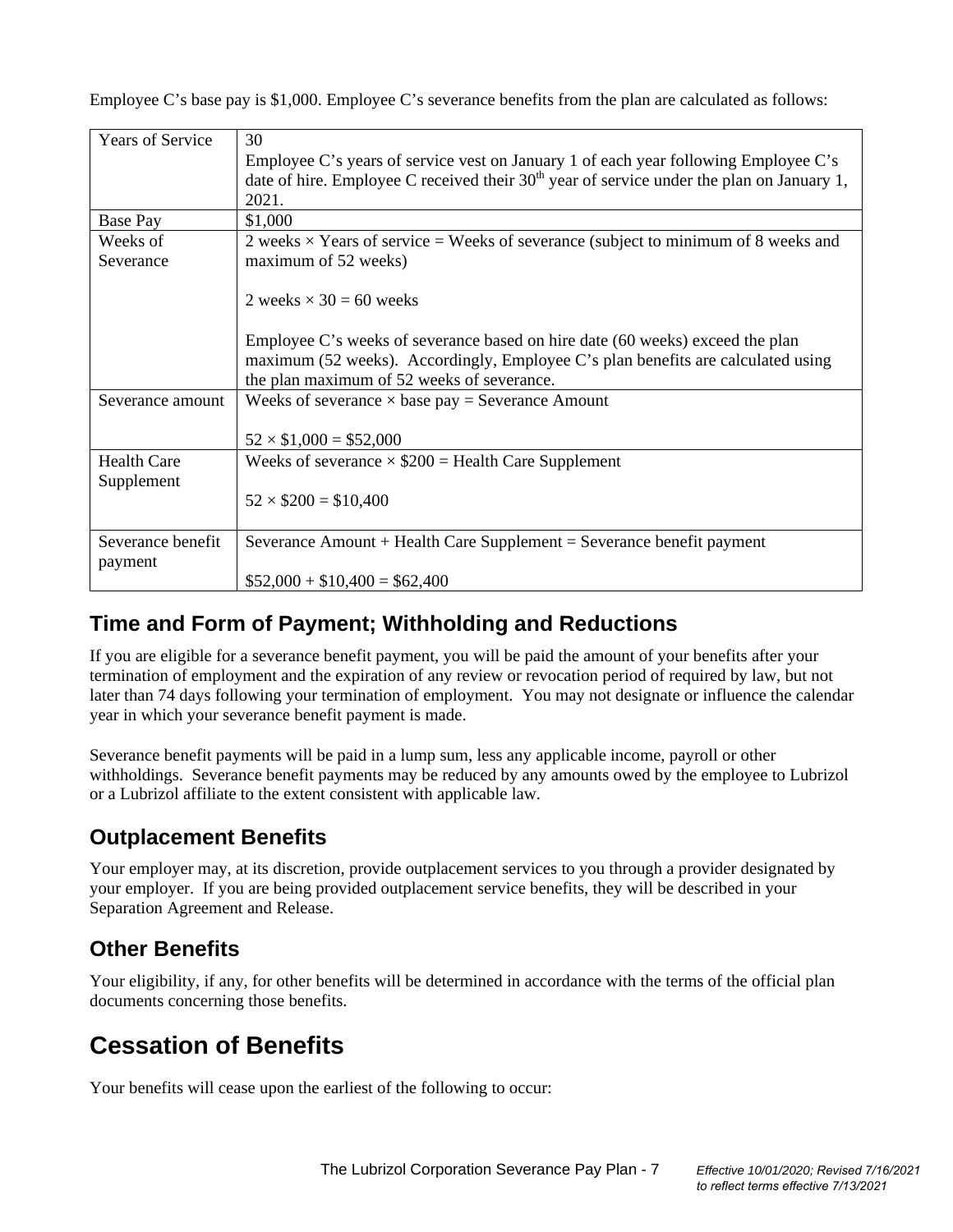Employee C's base pay is \$1,000. Employee C's severance benefits from the plan are calculated as follows:

| | |
|---|---|
| Years of Service | 30<br>Employee C's years of service vest on January 1 of each year following Employee C's date of hire. Employee C received their 30th year of service under the plan on January 1, 2021. |
| Base Pay | \$1,000 |
| Weeks of Severance | 2 weeks × Years of service = Weeks of severance (subject to minimum of 8 weeks and maximum of 52 weeks)<br><br>2 weeks × 30 = 60 weeks<br><br>Employee C's weeks of severance based on hire date (60 weeks) exceed the plan maximum (52 weeks). Accordingly, Employee C's plan benefits are calculated using the plan maximum of 52 weeks of severance. |
| Severance amount | Weeks of severance × base pay = Severance Amount<br><br>52 × \$1,000 = \$52,000 |
| Health Care Supplement | Weeks of severance × \$200 = Health Care Supplement<br><br>52 × \$200 = \$10,400 |
| Severance benefit payment | Severance Amount + Health Care Supplement = Severance benefit payment<br><br>\$52,000 + \$10,400 = \$62,400 |

## Time and Form of Payment; Withholding and Reductions

If you are eligible for a severance benefit payment, you will be paid the amount of your benefits after your termination of employment and the expiration of any review or revocation period of required by law, but not later than 74 days following your termination of employment. You may not designate or influence the calendar year in which your severance benefit payment is made.

Severance benefit payments will be paid in a lump sum, less any applicable income, payroll or other withholdings. Severance benefit payments may be reduced by any amounts owed by the employee to Lubrizol or a Lubrizol affiliate to the extent consistent with applicable law.

## Outplacement Benefits

Your employer may, at its discretion, provide outplacement services to you through a provider designated by your employer. If you are being provided outplacement service benefits, they will be described in your Separation Agreement and Release.

## Other Benefits

Your eligibility, if any, for other benefits will be determined in accordance with the terms of the official plan documents concerning those benefits.

# Cessation of Benefits

Your benefits will cease upon the earliest of the following to occur: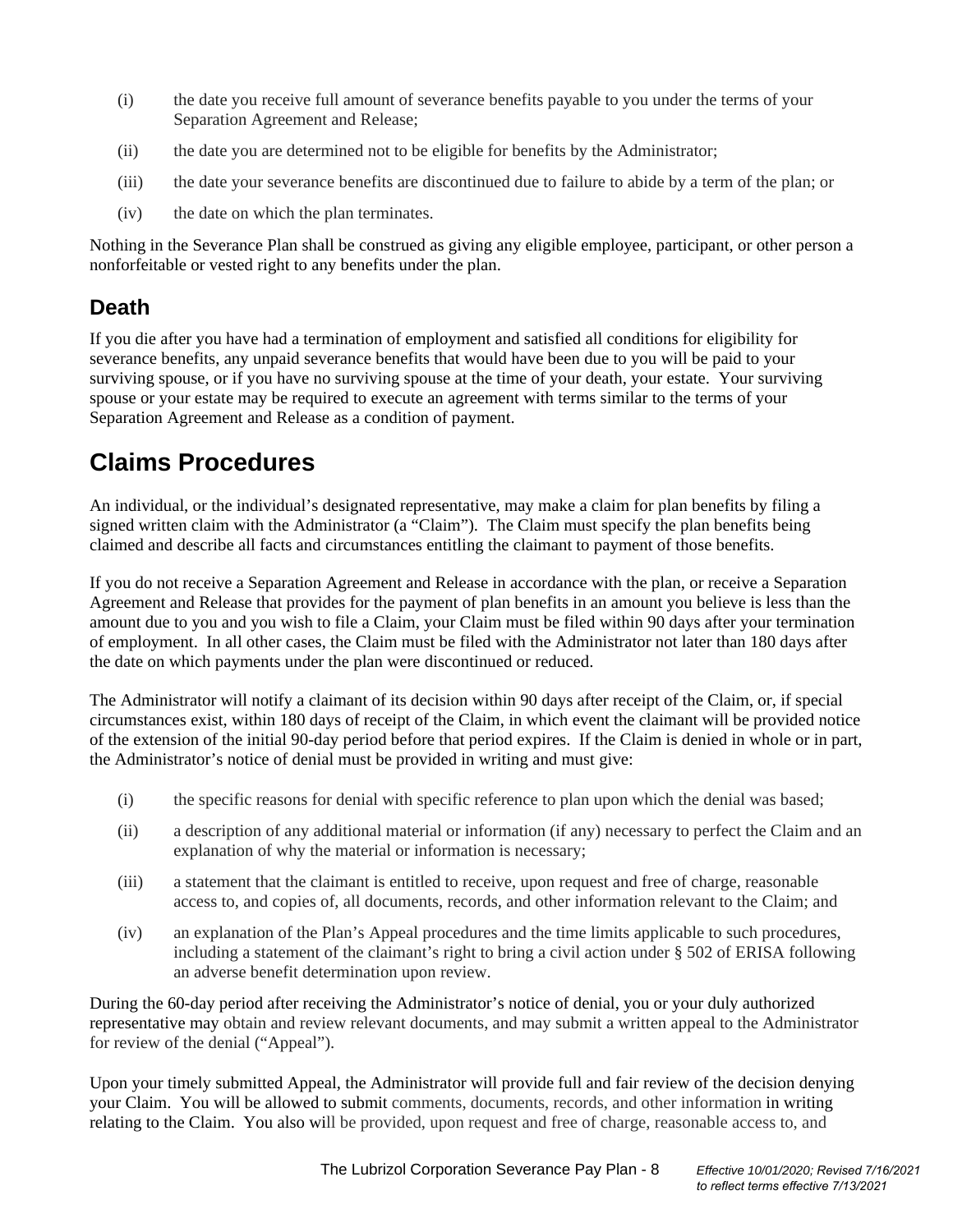(i) the date you receive full amount of severance benefits payable to you under the terms of your Separation Agreement and Release;

(ii) the date you are determined not to be eligible for benefits by the Administrator;

(iii) the date your severance benefits are discontinued due to failure to abide by a term of the plan; or

(iv) the date on which the plan terminates.

Nothing in the Severance Plan shall be construed as giving any eligible employee, participant, or other person a nonforfeitable or vested right to any benefits under the plan.

## Death

If you die after you have had a termination of employment and satisfied all conditions for eligibility for severance benefits, any unpaid severance benefits that would have been due to you will be paid to your surviving spouse, or if you have no surviving spouse at the time of your death, your estate. Your surviving spouse or your estate may be required to execute an agreement with terms similar to the terms of your Separation Agreement and Release as a condition of payment.

# Claims Procedures

An individual, or the individual's designated representative, may make a claim for plan benefits by filing a signed written claim with the Administrator (a "Claim"). The Claim must specify the plan benefits being claimed and describe all facts and circumstances entitling the claimant to payment of those benefits.

If you do not receive a Separation Agreement and Release in accordance with the plan, or receive a Separation Agreement and Release that provides for the payment of plan benefits in an amount you believe is less than the amount due to you and you wish to file a Claim, your Claim must be filed within 90 days after your termination of employment. In all other cases, the Claim must be filed with the Administrator not later than 180 days after the date on which payments under the plan were discontinued or reduced.

The Administrator will notify a claimant of its decision within 90 days after receipt of the Claim, or, if special circumstances exist, within 180 days of receipt of the Claim, in which event the claimant will be provided notice of the extension of the initial 90-day period before that period expires. If the Claim is denied in whole or in part, the Administrator's notice of denial must be provided in writing and must give:

(i) the specific reasons for denial with specific reference to plan upon which the denial was based;

(ii) a description of any additional material or information (if any) necessary to perfect the Claim and an explanation of why the material or information is necessary;

(iii) a statement that the claimant is entitled to receive, upon request and free of charge, reasonable access to, and copies of, all documents, records, and other information relevant to the Claim; and

(iv) an explanation of the Plan's Appeal procedures and the time limits applicable to such procedures, including a statement of the claimant's right to bring a civil action under § 502 of ERISA following an adverse benefit determination upon review.

During the 60-day period after receiving the Administrator's notice of denial, you or your duly authorized representative may obtain and review relevant documents, and may submit a written appeal to the Administrator for review of the denial ("Appeal").

Upon your timely submitted Appeal, the Administrator will provide full and fair review of the decision denying your Claim. You will be allowed to submit comments, documents, records, and other information in writing relating to the Claim. You also will be provided, upon request and free of charge, reasonable access to, and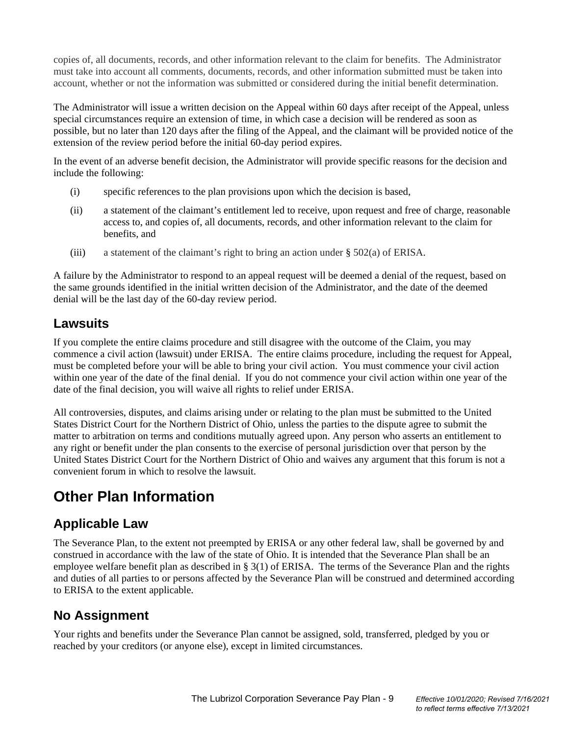copies of, all documents, records, and other information relevant to the claim for benefits. The Administrator must take into account all comments, documents, records, and other information submitted must be taken into account, whether or not the information was submitted or considered during the initial benefit determination.

The Administrator will issue a written decision on the Appeal within 60 days after receipt of the Appeal, unless special circumstances require an extension of time, in which case a decision will be rendered as soon as possible, but no later than 120 days after the filing of the Appeal, and the claimant will be provided notice of the extension of the review period before the initial 60-day period expires.

In the event of an adverse benefit decision, the Administrator will provide specific reasons for the decision and include the following:

(i) specific references to the plan provisions upon which the decision is based,

(ii) a statement of the claimant's entitlement led to receive, upon request and free of charge, reasonable access to, and copies of, all documents, records, and other information relevant to the claim for benefits, and

(iii) a statement of the claimant's right to bring an action under § 502(a) of ERISA.

A failure by the Administrator to respond to an appeal request will be deemed a denial of the request, based on the same grounds identified in the initial written decision of the Administrator, and the date of the deemed denial will be the last day of the 60-day review period.

## Lawsuits

If you complete the entire claims procedure and still disagree with the outcome of the Claim, you may commence a civil action (lawsuit) under ERISA. The entire claims procedure, including the request for Appeal, must be completed before your will be able to bring your civil action. You must commence your civil action within one year of the date of the final denial. If you do not commence your civil action within one year of the date of the final decision, you will waive all rights to relief under ERISA.

All controversies, disputes, and claims arising under or relating to the plan must be submitted to the United States District Court for the Northern District of Ohio, unless the parties to the dispute agree to submit the matter to arbitration on terms and conditions mutually agreed upon. Any person who asserts an entitlement to any right or benefit under the plan consents to the exercise of personal jurisdiction over that person by the United States District Court for the Northern District of Ohio and waives any argument that this forum is not a convenient forum in which to resolve the lawsuit.

# Other Plan Information

## Applicable Law

The Severance Plan, to the extent not preempted by ERISA or any other federal law, shall be governed by and construed in accordance with the law of the state of Ohio. It is intended that the Severance Plan shall be an employee welfare benefit plan as described in § 3(1) of ERISA. The terms of the Severance Plan and the rights and duties of all parties to or persons affected by the Severance Plan will be construed and determined according to ERISA to the extent applicable.

## No Assignment

Your rights and benefits under the Severance Plan cannot be assigned, sold, transferred, pledged by you or reached by your creditors (or anyone else), except in limited circumstances.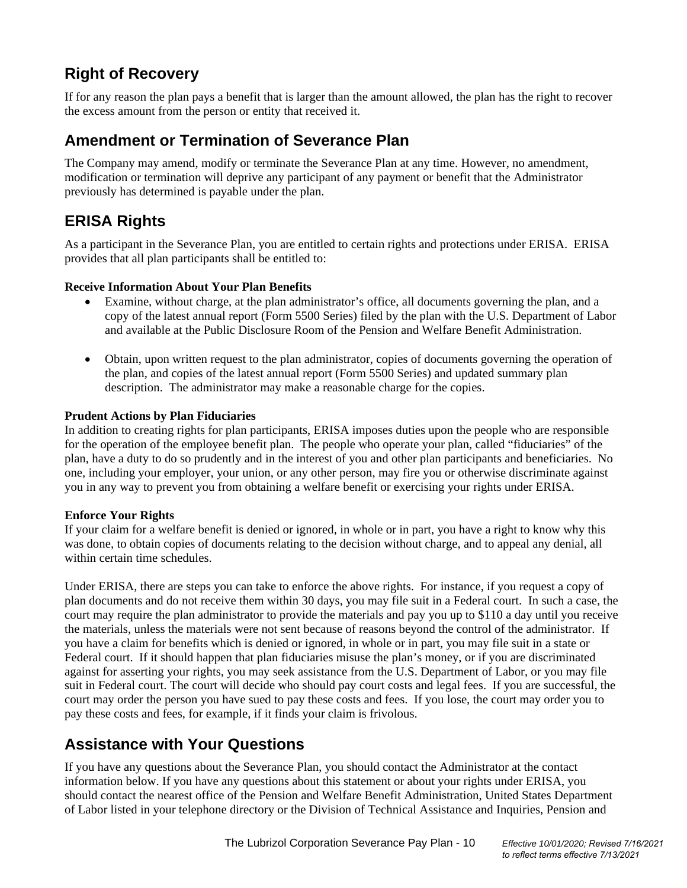## Right of Recovery

If for any reason the plan pays a benefit that is larger than the amount allowed, the plan has the right to recover the excess amount from the person or entity that received it.

## Amendment or Termination of Severance Plan

The Company may amend, modify or terminate the Severance Plan at any time. However, no amendment, modification or termination will deprive any participant of any payment or benefit that the Administrator previously has determined is payable under the plan.

## ERISA Rights

As a participant in the Severance Plan, you are entitled to certain rights and protections under ERISA. ERISA provides that all plan participants shall be entitled to:

**Receive Information About Your Plan Benefits**

- Examine, without charge, at the plan administrator's office, all documents governing the plan, and a copy of the latest annual report (Form 5500 Series) filed by the plan with the U.S. Department of Labor and available at the Public Disclosure Room of the Pension and Welfare Benefit Administration.

- Obtain, upon written request to the plan administrator, copies of documents governing the operation of the plan, and copies of the latest annual report (Form 5500 Series) and updated summary plan description. The administrator may make a reasonable charge for the copies.

**Prudent Actions by Plan Fiduciaries**

In addition to creating rights for plan participants, ERISA imposes duties upon the people who are responsible for the operation of the employee benefit plan. The people who operate your plan, called "fiduciaries" of the plan, have a duty to do so prudently and in the interest of you and other plan participants and beneficiaries. No one, including your employer, your union, or any other person, may fire you or otherwise discriminate against you in any way to prevent you from obtaining a welfare benefit or exercising your rights under ERISA.

**Enforce Your Rights**

If your claim for a welfare benefit is denied or ignored, in whole or in part, you have a right to know why this was done, to obtain copies of documents relating to the decision without charge, and to appeal any denial, all within certain time schedules.

Under ERISA, there are steps you can take to enforce the above rights. For instance, if you request a copy of plan documents and do not receive them within 30 days, you may file suit in a Federal court. In such a case, the court may require the plan administrator to provide the materials and pay you up to $110 a day until you receive the materials, unless the materials were not sent because of reasons beyond the control of the administrator. If you have a claim for benefits which is denied or ignored, in whole or in part, you may file suit in a state or Federal court. If it should happen that plan fiduciaries misuse the plan's money, or if you are discriminated against for asserting your rights, you may seek assistance from the U.S. Department of Labor, or you may file suit in Federal court. The court will decide who should pay court costs and legal fees. If you are successful, the court may order the person you have sued to pay these costs and fees. If you lose, the court may order you to pay these costs and fees, for example, if it finds your claim is frivolous.

## Assistance with Your Questions

If you have any questions about the Severance Plan, you should contact the Administrator at the contact information below. If you have any questions about this statement or about your rights under ERISA, you should contact the nearest office of the Pension and Welfare Benefit Administration, United States Department of Labor listed in your telephone directory or the Division of Technical Assistance and Inquiries, Pension and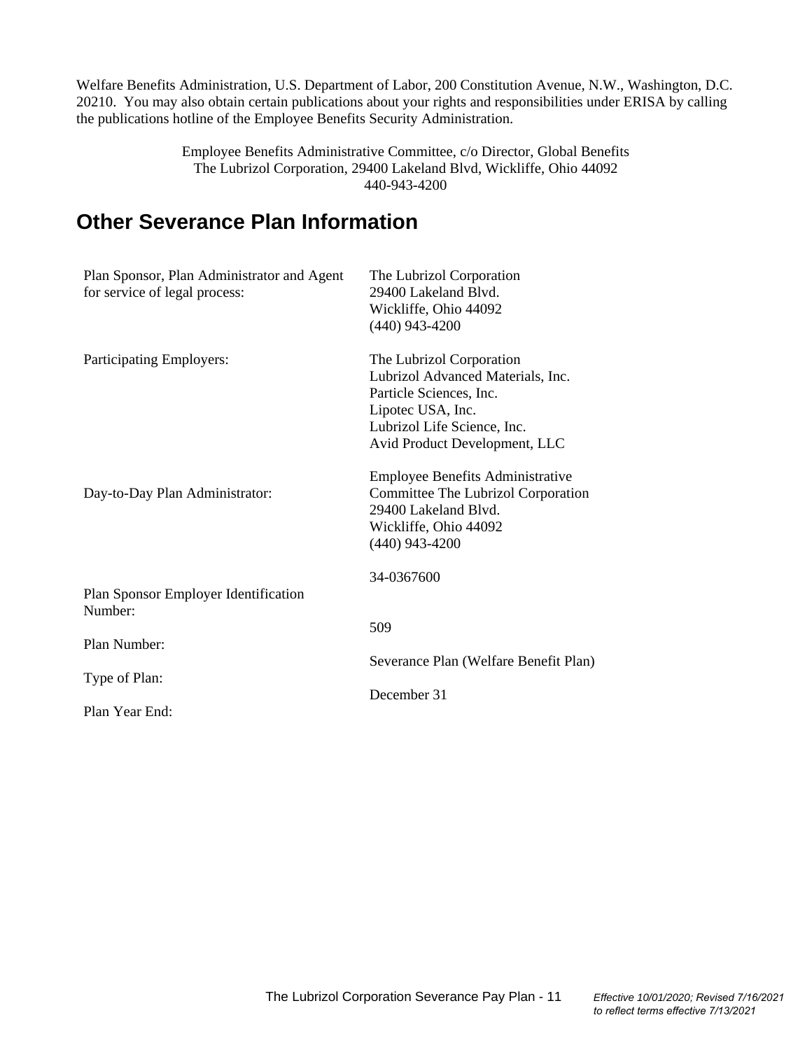Welfare Benefits Administration, U.S. Department of Labor, 200 Constitution Avenue, N.W., Washington, D.C. 20210. You may also obtain certain publications about your rights and responsibilities under ERISA by calling the publications hotline of the Employee Benefits Security Administration.

Employee Benefits Administrative Committee, c/o Director, Global Benefits
The Lubrizol Corporation, 29400 Lakeland Blvd, Wickliffe, Ohio 44092
440-943-4200

## Other Severance Plan Information

| | |
|---|---|
| Plan Sponsor, Plan Administrator and Agent for service of legal process: | The Lubrizol Corporation<br>29400 Lakeland Blvd.<br>Wickliffe, Ohio 44092<br>(440) 943-4200 |
| Participating Employers: | The Lubrizol Corporation<br>Lubrizol Advanced Materials, Inc.<br>Particle Sciences, Inc.<br>Lipotec USA, Inc.<br>Lubrizol Life Science, Inc.<br>Avid Product Development, LLC |
| Day-to-Day Plan Administrator: | Employee Benefits Administrative Committee The Lubrizol Corporation<br>29400 Lakeland Blvd.<br>Wickliffe, Ohio 44092<br>(440) 943-4200 |
| Plan Sponsor Employer Identification Number: | 34-0367600 |
| Plan Number: | 509 |
| Type of Plan: | Severance Plan (Welfare Benefit Plan) |
| Plan Year End: | December 31 |